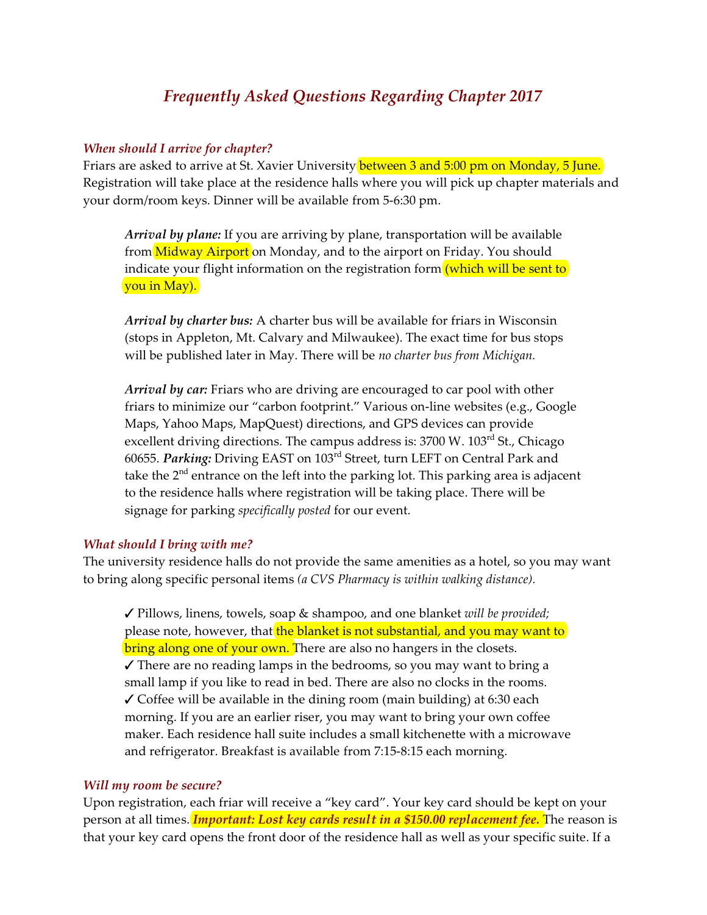# *Frequently Asked Questions Regarding Chapter 2017*

### *When should I arrive for chapter?*

Friars are asked to arrive at St. Xavier University between 3 and 5:00 pm on Monday, 5 June. Registration will take place at the residence halls where you will pick up chapter materials and your dorm/room keys. Dinner will be available from 5-6:30 pm.

> ***Arrival by plane:*** If you are arriving by plane, transportation will be available from Midway Airport on Monday, and to the airport on Friday. You should indicate your flight information on the registration form (which will be sent to you in May).
>
> ***Arrival by charter bus:*** A charter bus will be available for friars in Wisconsin (stops in Appleton, Mt. Calvary and Milwaukee). The exact time for bus stops will be published later in May. There will be *no charter bus from Michigan.*
>
> ***Arrival by car:*** Friars who are driving are encouraged to car pool with other friars to minimize our "carbon footprint." Various on-line websites (e.g., Google Maps, Yahoo Maps, MapQuest) directions, and GPS devices can provide excellent driving directions. The campus address is: 3700 W. 103rd St., Chicago 60655. ***Parking:*** Driving EAST on 103rd Street, turn LEFT on Central Park and take the 2nd entrance on the left into the parking lot. This parking area is adjacent to the residence halls where registration will be taking place. There will be signage for parking *specifically posted* for our event.

### *What should I bring with me?*

The university residence halls do not provide the same amenities as a hotel, so you may want to bring along specific personal items *(a CVS Pharmacy is within walking distance).*

> ✓ Pillows, linens, towels, soap & shampoo, and one blanket *will be provided;* please note, however, that the blanket is not substantial, and you may want to bring along one of your own. There are also no hangers in the closets.
> ✓ There are no reading lamps in the bedrooms, so you may want to bring a small lamp if you like to read in bed. There are also no clocks in the rooms.
> ✓ Coffee will be available in the dining room (main building) at 6:30 each morning. If you are an earlier riser, you may want to bring your own coffee maker. Each residence hall suite includes a small kitchenette with a microwave and refrigerator. Breakfast is available from 7:15-8:15 each morning.

### *Will my room be secure?*

Upon registration, each friar will receive a "key card". Your key card should be kept on your person at all times. ***Important: Lost key cards result in a $150.00 replacement fee.*** The reason is that your key card opens the front door of the residence hall as well as your specific suite. If a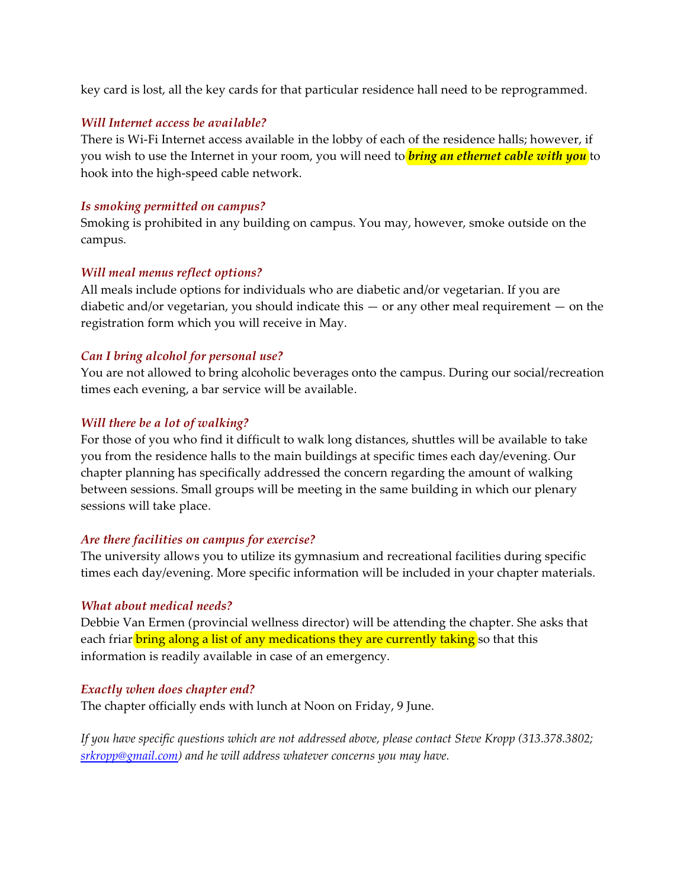key card is lost, all the key cards for that particular residence hall need to be reprogrammed.

### *Will Internet access be available?*

There is Wi-Fi Internet access available in the lobby of each of the residence halls; however, if you wish to use the Internet in your room, you will need to ***bring an ethernet cable with you*** to hook into the high-speed cable network.

### *Is smoking permitted on campus?*

Smoking is prohibited in any building on campus. You may, however, smoke outside on the campus.

### *Will meal menus reflect options?*

All meals include options for individuals who are diabetic and/or vegetarian. If you are diabetic and/or vegetarian, you should indicate this — or any other meal requirement — on the registration form which you will receive in May.

### *Can I bring alcohol for personal use?*

You are not allowed to bring alcoholic beverages onto the campus. During our social/recreation times each evening, a bar service will be available.

### *Will there be a lot of walking?*

For those of you who find it difficult to walk long distances, shuttles will be available to take you from the residence halls to the main buildings at specific times each day/evening. Our chapter planning has specifically addressed the concern regarding the amount of walking between sessions. Small groups will be meeting in the same building in which our plenary sessions will take place.

### *Are there facilities on campus for exercise?*

The university allows you to utilize its gymnasium and recreational facilities during specific times each day/evening. More specific information will be included in your chapter materials.

### *What about medical needs?*

Debbie Van Ermen (provincial wellness director) will be attending the chapter. She asks that each friar bring along a list of any medications they are currently taking so that this information is readily available in case of an emergency.

### *Exactly when does chapter end?*

The chapter officially ends with lunch at Noon on Friday, 9 June.

*If you have specific questions which are not addressed above, please contact Steve Kropp (313.378.3802; srkropp@gmail.com) and he will address whatever concerns you may have.*